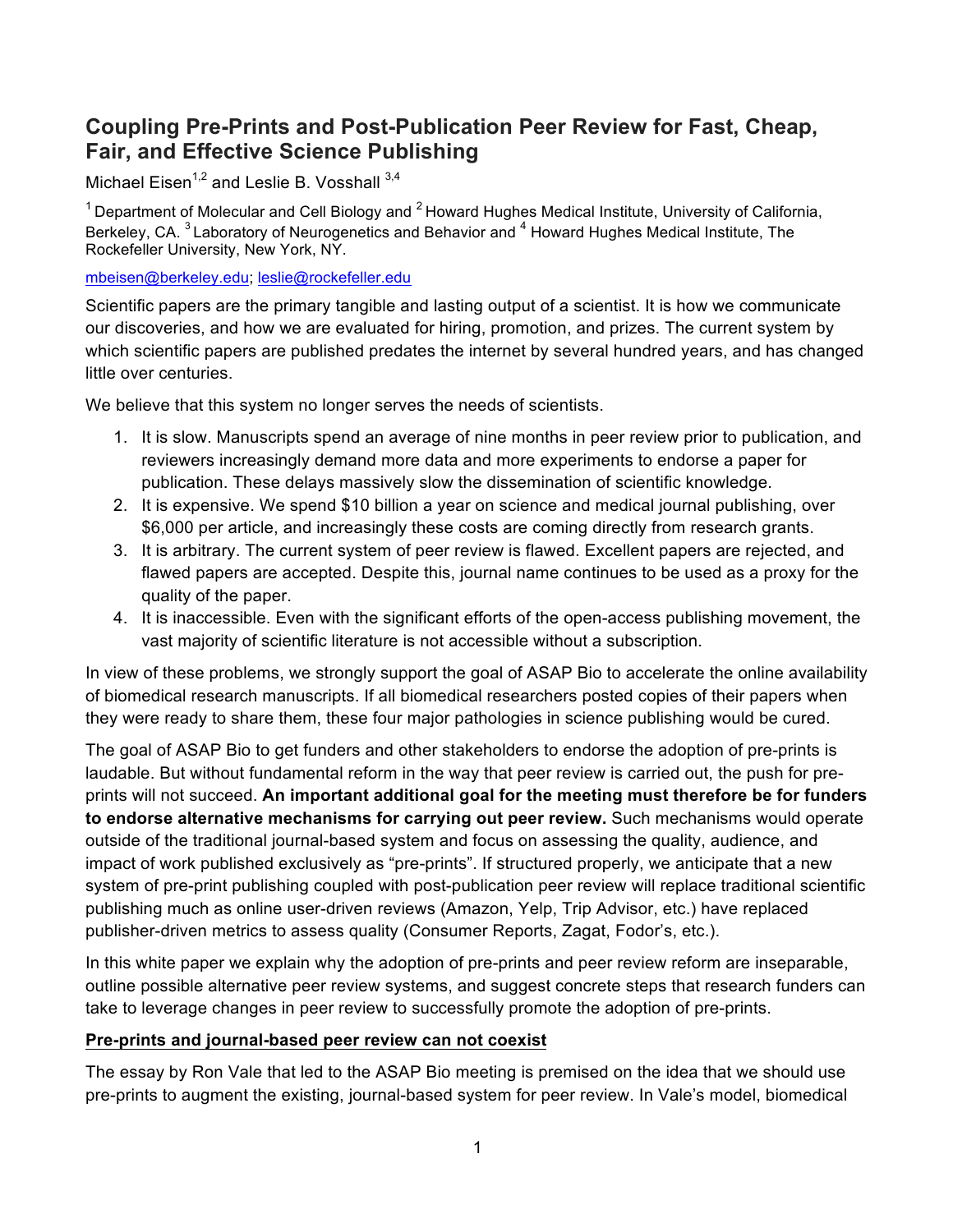# Coupling Pre-Prints and Post-Publication Peer Review for Fast, Cheap, Fair, and Effective Science Publishing

Michael Eisen[1,2] and Leslie B. Vosshall [3,4]

[1] Department of Molecular and Cell Biology and [2] Howard Hughes Medical Institute, University of California, Berkeley, CA. [3] Laboratory of Neurogenetics and Behavior and [4] Howard Hughes Medical Institute, The Rockefeller University, New York, NY.

mbeisen@berkeley.edu; leslie@rockefeller.edu

Scientific papers are the primary tangible and lasting output of a scientist. It is how we communicate our discoveries, and how we are evaluated for hiring, promotion, and prizes. The current system by which scientific papers are published predates the internet by several hundred years, and has changed little over centuries.

We believe that this system no longer serves the needs of scientists.

1. It is slow. Manuscripts spend an average of nine months in peer review prior to publication, and reviewers increasingly demand more data and more experiments to endorse a paper for publication. These delays massively slow the dissemination of scientific knowledge.
2. It is expensive. We spend $10 billion a year on science and medical journal publishing, over $6,000 per article, and increasingly these costs are coming directly from research grants.
3. It is arbitrary. The current system of peer review is flawed. Excellent papers are rejected, and flawed papers are accepted. Despite this, journal name continues to be used as a proxy for the quality of the paper.
4. It is inaccessible. Even with the significant efforts of the open-access publishing movement, the vast majority of scientific literature is not accessible without a subscription.

In view of these problems, we strongly support the goal of ASAP Bio to accelerate the online availability of biomedical research manuscripts. If all biomedical researchers posted copies of their papers when they were ready to share them, these four major pathologies in science publishing would be cured.

The goal of ASAP Bio to get funders and other stakeholders to endorse the adoption of pre-prints is laudable. But without fundamental reform in the way that peer review is carried out, the push for pre-prints will not succeed. **An important additional goal for the meeting must therefore be for funders to endorse alternative mechanisms for carrying out peer review.** Such mechanisms would operate outside of the traditional journal-based system and focus on assessing the quality, audience, and impact of work published exclusively as "pre-prints". If structured properly, we anticipate that a new system of pre-print publishing coupled with post-publication peer review will replace traditional scientific publishing much as online user-driven reviews (Amazon, Yelp, Trip Advisor, etc.) have replaced publisher-driven metrics to assess quality (Consumer Reports, Zagat, Fodor's, etc.).

In this white paper we explain why the adoption of pre-prints and peer review reform are inseparable, outline possible alternative peer review systems, and suggest concrete steps that research funders can take to leverage changes in peer review to successfully promote the adoption of pre-prints.

## Pre-prints and journal-based peer review can not coexist

The essay by Ron Vale that led to the ASAP Bio meeting is premised on the idea that we should use pre-prints to augment the existing, journal-based system for peer review. In Vale's model, biomedical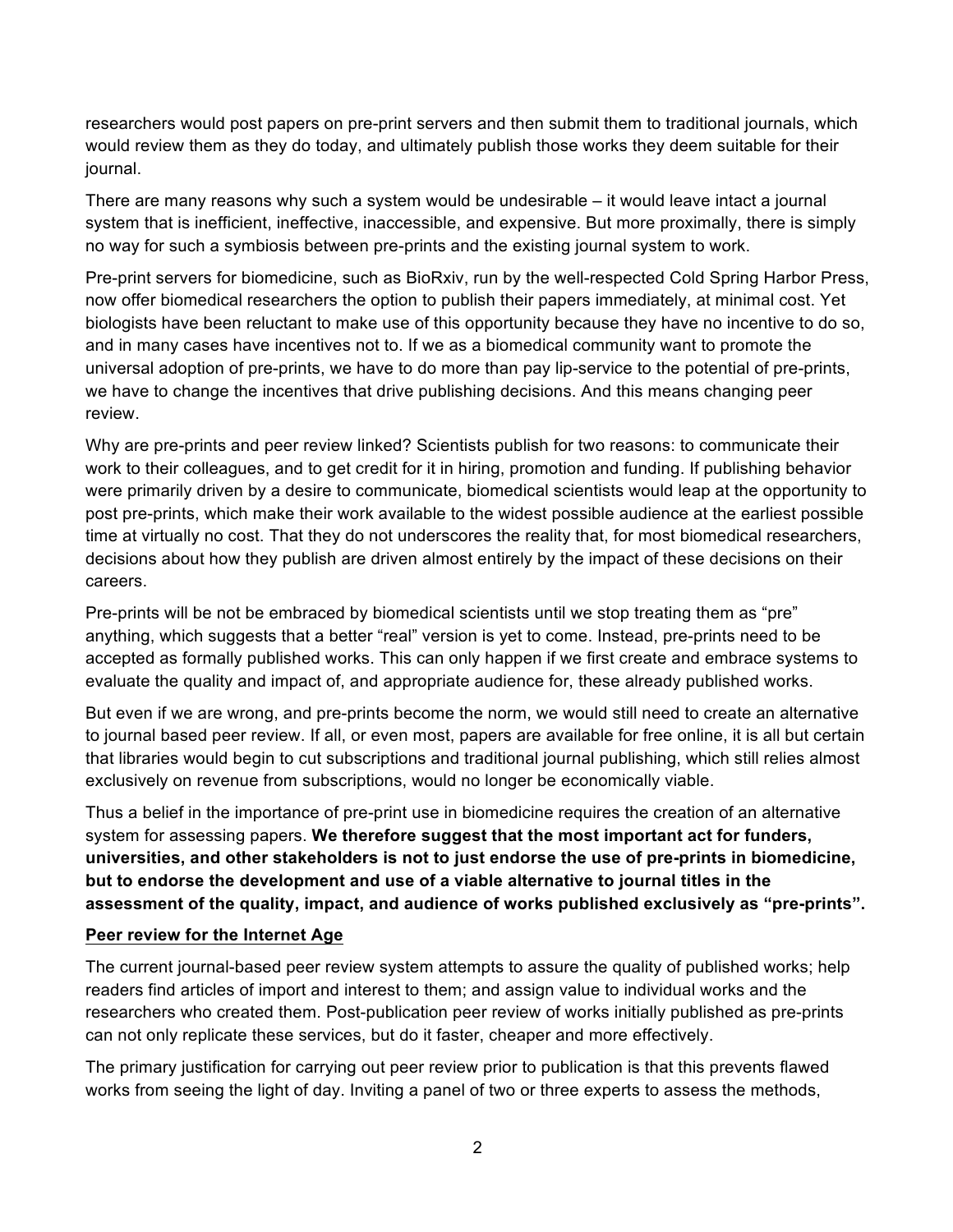researchers would post papers on pre-print servers and then submit them to traditional journals, which would review them as they do today, and ultimately publish those works they deem suitable for their journal.

There are many reasons why such a system would be undesirable – it would leave intact a journal system that is inefficient, ineffective, inaccessible, and expensive. But more proximally, there is simply no way for such a symbiosis between pre-prints and the existing journal system to work.

Pre-print servers for biomedicine, such as BioRxiv, run by the well-respected Cold Spring Harbor Press, now offer biomedical researchers the option to publish their papers immediately, at minimal cost. Yet biologists have been reluctant to make use of this opportunity because they have no incentive to do so, and in many cases have incentives not to. If we as a biomedical community want to promote the universal adoption of pre-prints, we have to do more than pay lip-service to the potential of pre-prints, we have to change the incentives that drive publishing decisions. And this means changing peer review.

Why are pre-prints and peer review linked? Scientists publish for two reasons: to communicate their work to their colleagues, and to get credit for it in hiring, promotion and funding. If publishing behavior were primarily driven by a desire to communicate, biomedical scientists would leap at the opportunity to post pre-prints, which make their work available to the widest possible audience at the earliest possible time at virtually no cost. That they do not underscores the reality that, for most biomedical researchers, decisions about how they publish are driven almost entirely by the impact of these decisions on their careers.

Pre-prints will be not be embraced by biomedical scientists until we stop treating them as "pre" anything, which suggests that a better "real" version is yet to come. Instead, pre-prints need to be accepted as formally published works. This can only happen if we first create and embrace systems to evaluate the quality and impact of, and appropriate audience for, these already published works.

But even if we are wrong, and pre-prints become the norm, we would still need to create an alternative to journal based peer review. If all, or even most, papers are available for free online, it is all but certain that libraries would begin to cut subscriptions and traditional journal publishing, which still relies almost exclusively on revenue from subscriptions, would no longer be economically viable.

Thus a belief in the importance of pre-print use in biomedicine requires the creation of an alternative system for assessing papers. **We therefore suggest that the most important act for funders, universities, and other stakeholders is not to just endorse the use of pre-prints in biomedicine, but to endorse the development and use of a viable alternative to journal titles in the assessment of the quality, impact, and audience of works published exclusively as "pre-prints".**

## Peer review for the Internet Age

The current journal-based peer review system attempts to assure the quality of published works; help readers find articles of import and interest to them; and assign value to individual works and the researchers who created them. Post-publication peer review of works initially published as pre-prints can not only replicate these services, but do it faster, cheaper and more effectively.

The primary justification for carrying out peer review prior to publication is that this prevents flawed works from seeing the light of day. Inviting a panel of two or three experts to assess the methods,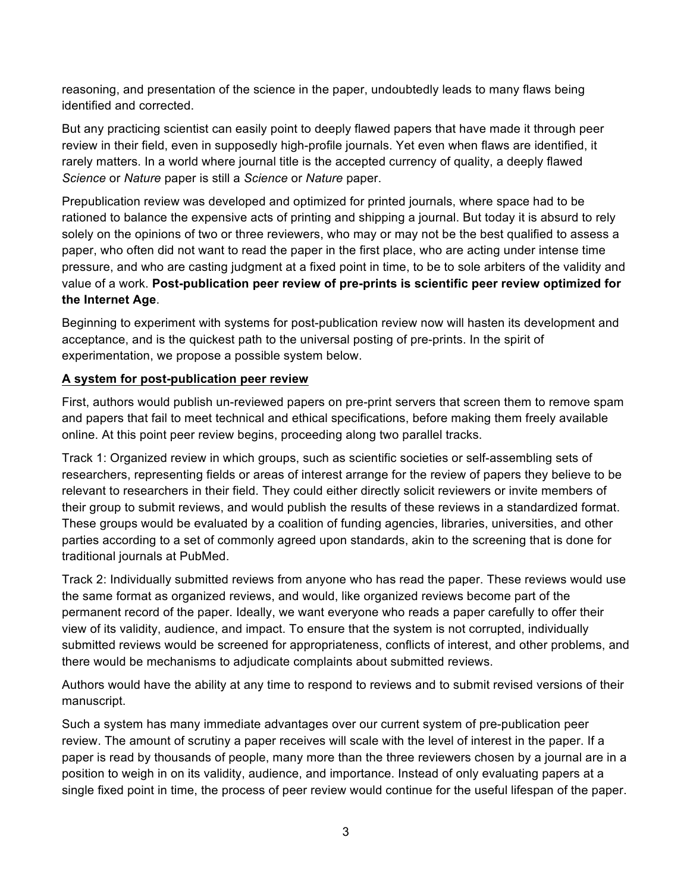reasoning, and presentation of the science in the paper, undoubtedly leads to many flaws being identified and corrected.

But any practicing scientist can easily point to deeply flawed papers that have made it through peer review in their field, even in supposedly high-profile journals. Yet even when flaws are identified, it rarely matters. In a world where journal title is the accepted currency of quality, a deeply flawed *Science* or *Nature* paper is still a *Science* or *Nature* paper.

Prepublication review was developed and optimized for printed journals, where space had to be rationed to balance the expensive acts of printing and shipping a journal. But today it is absurd to rely solely on the opinions of two or three reviewers, who may or may not be the best qualified to assess a paper, who often did not want to read the paper in the first place, who are acting under intense time pressure, and who are casting judgment at a fixed point in time, to be to sole arbiters of the validity and value of a work. **Post-publication peer review of pre-prints is scientific peer review optimized for the Internet Age**.

Beginning to experiment with systems for post-publication review now will hasten its development and acceptance, and is the quickest path to the universal posting of pre-prints. In the spirit of experimentation, we propose a possible system below.

## A system for post-publication peer review

First, authors would publish un-reviewed papers on pre-print servers that screen them to remove spam and papers that fail to meet technical and ethical specifications, before making them freely available online. At this point peer review begins, proceeding along two parallel tracks.

Track 1: Organized review in which groups, such as scientific societies or self-assembling sets of researchers, representing fields or areas of interest arrange for the review of papers they believe to be relevant to researchers in their field. They could either directly solicit reviewers or invite members of their group to submit reviews, and would publish the results of these reviews in a standardized format. These groups would be evaluated by a coalition of funding agencies, libraries, universities, and other parties according to a set of commonly agreed upon standards, akin to the screening that is done for traditional journals at PubMed.

Track 2: Individually submitted reviews from anyone who has read the paper. These reviews would use the same format as organized reviews, and would, like organized reviews become part of the permanent record of the paper. Ideally, we want everyone who reads a paper carefully to offer their view of its validity, audience, and impact. To ensure that the system is not corrupted, individually submitted reviews would be screened for appropriateness, conflicts of interest, and other problems, and there would be mechanisms to adjudicate complaints about submitted reviews.

Authors would have the ability at any time to respond to reviews and to submit revised versions of their manuscript.

Such a system has many immediate advantages over our current system of pre-publication peer review. The amount of scrutiny a paper receives will scale with the level of interest in the paper. If a paper is read by thousands of people, many more than the three reviewers chosen by a journal are in a position to weigh in on its validity, audience, and importance. Instead of only evaluating papers at a single fixed point in time, the process of peer review would continue for the useful lifespan of the paper.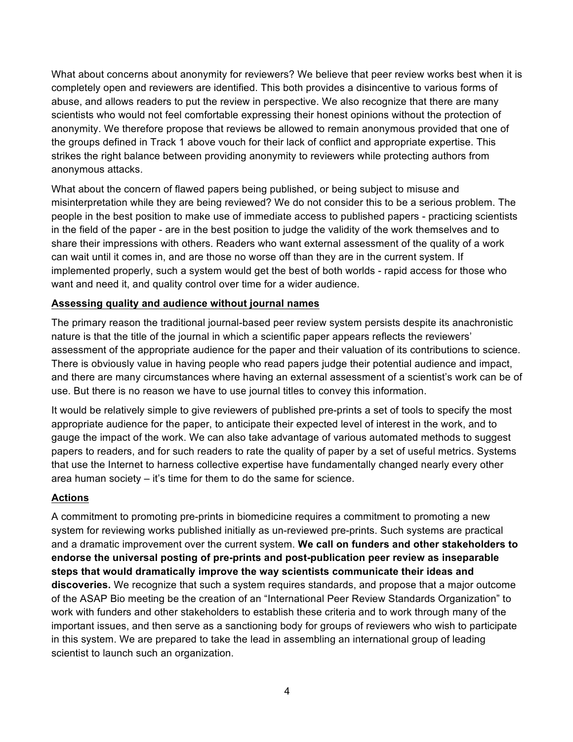What about concerns about anonymity for reviewers? We believe that peer review works best when it is completely open and reviewers are identified. This both provides a disincentive to various forms of abuse, and allows readers to put the review in perspective. We also recognize that there are many scientists who would not feel comfortable expressing their honest opinions without the protection of anonymity. We therefore propose that reviews be allowed to remain anonymous provided that one of the groups defined in Track 1 above vouch for their lack of conflict and appropriate expertise. This strikes the right balance between providing anonymity to reviewers while protecting authors from anonymous attacks.

What about the concern of flawed papers being published, or being subject to misuse and misinterpretation while they are being reviewed? We do not consider this to be a serious problem. The people in the best position to make use of immediate access to published papers - practicing scientists in the field of the paper - are in the best position to judge the validity of the work themselves and to share their impressions with others. Readers who want external assessment of the quality of a work can wait until it comes in, and are those no worse off than they are in the current system. If implemented properly, such a system would get the best of both worlds - rapid access for those who want and need it, and quality control over time for a wider audience.

## Assessing quality and audience without journal names

The primary reason the traditional journal-based peer review system persists despite its anachronistic nature is that the title of the journal in which a scientific paper appears reflects the reviewers' assessment of the appropriate audience for the paper and their valuation of its contributions to science. There is obviously value in having people who read papers judge their potential audience and impact, and there are many circumstances where having an external assessment of a scientist's work can be of use. But there is no reason we have to use journal titles to convey this information.

It would be relatively simple to give reviewers of published pre-prints a set of tools to specify the most appropriate audience for the paper, to anticipate their expected level of interest in the work, and to gauge the impact of the work. We can also take advantage of various automated methods to suggest papers to readers, and for such readers to rate the quality of paper by a set of useful metrics. Systems that use the Internet to harness collective expertise have fundamentally changed nearly every other area human society – it's time for them to do the same for science.

## Actions

A commitment to promoting pre-prints in biomedicine requires a commitment to promoting a new system for reviewing works published initially as un-reviewed pre-prints. Such systems are practical and a dramatic improvement over the current system. **We call on funders and other stakeholders to endorse the universal posting of pre-prints and post-publication peer review as inseparable steps that would dramatically improve the way scientists communicate their ideas and discoveries.** We recognize that such a system requires standards, and propose that a major outcome of the ASAP Bio meeting be the creation of an "International Peer Review Standards Organization" to work with funders and other stakeholders to establish these criteria and to work through many of the important issues, and then serve as a sanctioning body for groups of reviewers who wish to participate in this system. We are prepared to take the lead in assembling an international group of leading scientist to launch such an organization.